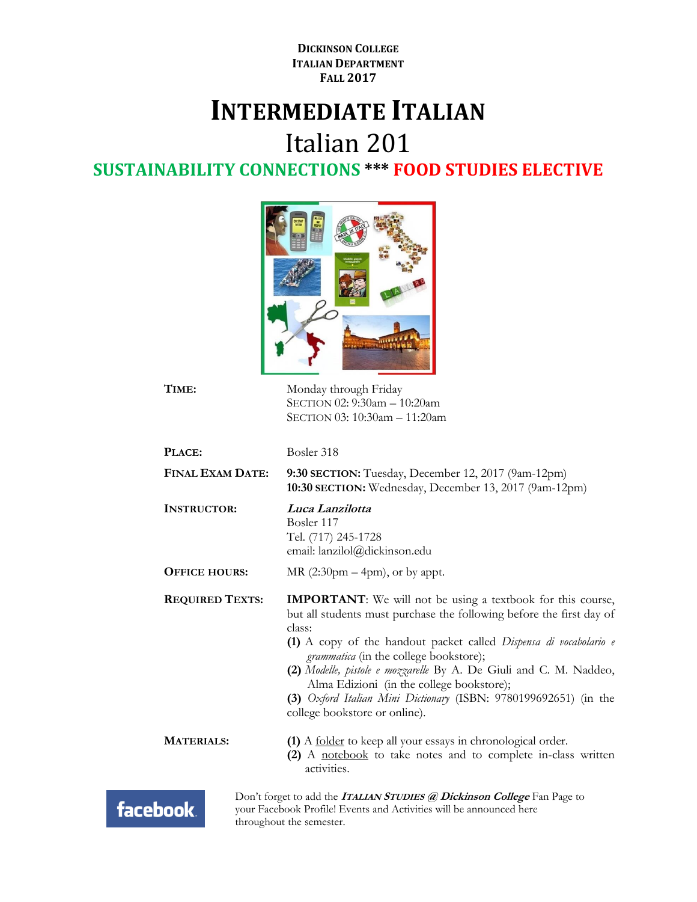**DICKINSON COLLEGE**
**ITALIAN DEPARTMENT**
**FALL 2017**

# INTERMEDIATE ITALIAN

## Italian 201

### SUSTAINABILITY CONNECTIONS *** FOOD STUDIES ELECTIVE

| | |
|---|---|
| **TIME:** | Monday through Friday<br>SECTION 02: 9:30am – 10:20am<br>SECTION 03: 10:30am – 11:20am |
| **PLACE:** | Bosler 318 |
| **FINAL EXAM DATE:** | **9:30 SECTION:** Tuesday, December 12, 2017 (9am-12pm)<br>**10:30 SECTION:** Wednesday, December 13, 2017 (9am-12pm) |
| **INSTRUCTOR:** | ***Luca Lanzilotta***<br>Bosler 117<br>Tel. (717) 245-1728<br>email: lanzilol@dickinson.edu |
| **OFFICE HOURS:** | MR (2:30pm – 4pm), or by appt. |
| **REQUIRED TEXTS:** | **IMPORTANT**: We will not be using a textbook for this course, but all students must purchase the following before the first day of class:<br>**(1)** A copy of the handout packet called *Dispensa di vocabolario e grammatica* (in the college bookstore);<br>**(2)** *Modelle, pistole e mozzarelle* By A. De Giuli and C. M. Naddeo, Alma Edizioni (in the college bookstore);<br>**(3)** *Oxford Italian Mini Dictionary* (ISBN: 9780199692651) (in the college bookstore or online). |
| **MATERIALS:** | **(1)** A folder to keep all your essays in chronological order.<br>**(2)** A notebook to take notes and to complete in-class written activities. |

facebook

Don't forget to add the ***ITALIAN STUDIES @ Dickinson College*** Fan Page to your Facebook Profile! Events and Activities will be announced here throughout the semester.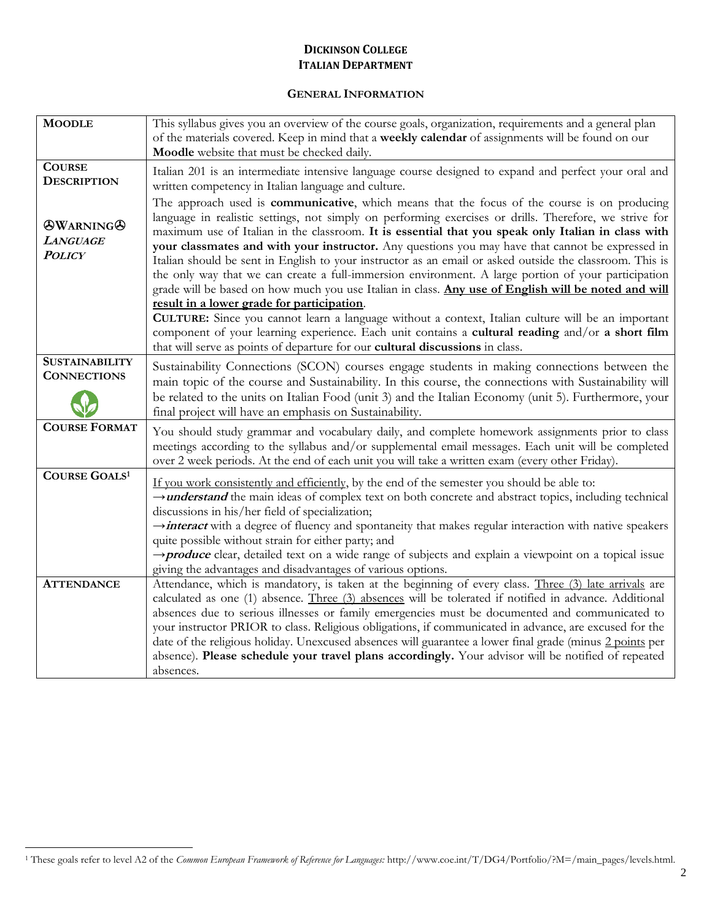**DICKINSON COLLEGE**
**ITALIAN DEPARTMENT**

**GENERAL INFORMATION**

| | |
|---|---|
| **MOODLE** | This syllabus gives you an overview of the course goals, organization, requirements and a general plan of the materials covered. Keep in mind that a **weekly calendar** of assignments will be found on our **Moodle** website that must be checked daily. |
| **COURSE DESCRIPTION**<br><br>☹**WARNING**☹ ***LANGUAGE POLICY*** | Italian 201 is an intermediate intensive language course designed to expand and perfect your oral and written competency in Italian language and culture.<br>The approach used is **communicative**, which means that the focus of the course is on producing language in realistic settings, not simply on performing exercises or drills. Therefore, we strive for maximum use of Italian in the classroom. **It is essential that you speak only Italian in class with your classmates and with your instructor.** Any questions you may have that cannot be expressed in Italian should be sent in English to your instructor as an email or asked outside the classroom. This is the only way that we can create a full-immersion environment. A large portion of your participation grade will be based on how much you use Italian in class. **<u>Any use of English will be noted and will result in a lower grade for participation</u>**.<br>**CULTURE:** Since you cannot learn a language without a context, Italian culture will be an important component of your learning experience. Each unit contains a **cultural reading** and/or **a short film** that will serve as points of departure for our **cultural discussions** in class. |
| **SUSTAINABILITY CONNECTIONS** | Sustainability Connections (SCON) courses engage students in making connections between the main topic of the course and Sustainability. In this course, the connections with Sustainability will be related to the units on Italian Food (unit 3) and the Italian Economy (unit 5). Furthermore, your final project will have an emphasis on Sustainability. |
| **COURSE FORMAT** | You should study grammar and vocabulary daily, and complete homework assignments prior to class meetings according to the syllabus and/or supplemental email messages. Each unit will be completed over 2 week periods. At the end of each unit you will take a written exam (every other Friday). |
| **COURSE GOALS**[1] | <u>If you work consistently and efficiently</u>, by the end of the semester you should be able to:<br>→***understand*** the main ideas of complex text on both concrete and abstract topics, including technical discussions in his/her field of specialization;<br>→***interact*** with a degree of fluency and spontaneity that makes regular interaction with native speakers quite possible without strain for either party; and<br>→***produce*** clear, detailed text on a wide range of subjects and explain a viewpoint on a topical issue giving the advantages and disadvantages of various options. |
| **ATTENDANCE** | Attendance, which is mandatory, is taken at the beginning of every class. <u>Three (3) late arrivals</u> are calculated as one (1) absence. <u>Three (3) absences</u> will be tolerated if notified in advance. Additional absences due to serious illnesses or family emergencies must be documented and communicated to your instructor PRIOR to class. Religious obligations, if communicated in advance, are excused for the date of the religious holiday. Unexcused absences will guarantee a lower final grade (minus <u>2 points</u> per absence). **Please schedule your travel plans accordingly.** Your advisor will be notified of repeated absences. |

[1] These goals refer to level A2 of the *Common European Framework of Reference for Languages:* http://www.coe.int/T/DG4/Portfolio/?M=/main_pages/levels.html.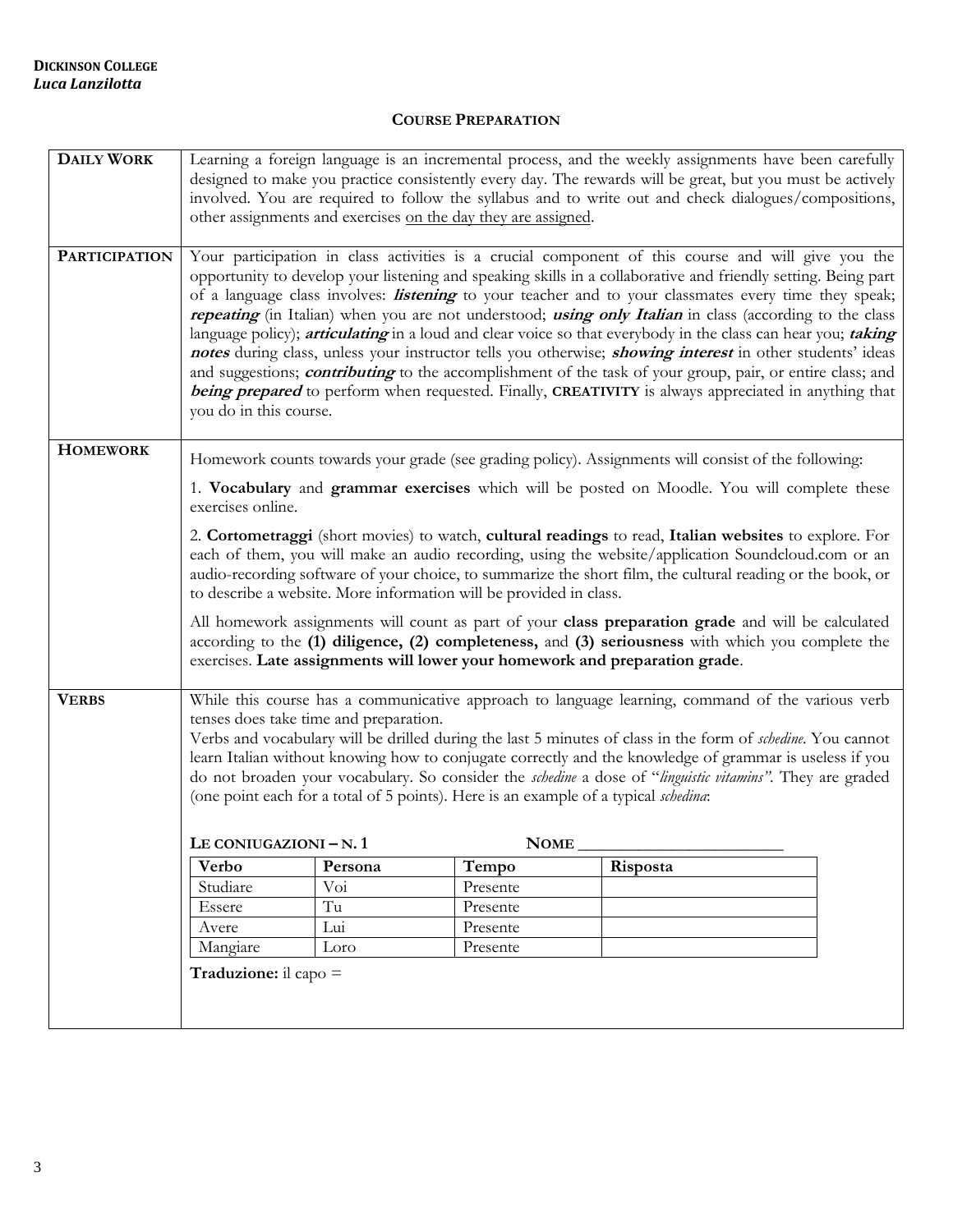**DICKINSON COLLEGE**
***Luca Lanzilotta***

## COURSE PREPARATION

**DAILY WORK**

Learning a foreign language is an incremental process, and the weekly assignments have been carefully designed to make you practice consistently every day. The rewards will be great, but you must be actively involved. You are required to follow the syllabus and to write out and check dialogues/compositions, other assignments and exercises on the day they are assigned.

**PARTICIPATION**

Your participation in class activities is a crucial component of this course and will give you the opportunity to develop your listening and speaking skills in a collaborative and friendly setting. Being part of a language class involves: ***listening*** to your teacher and to your classmates every time they speak; ***repeating*** (in Italian) when you are not understood; ***using only Italian*** in class (according to the class language policy); ***articulating*** in a loud and clear voice so that everybody in the class can hear you; ***taking notes*** during class, unless your instructor tells you otherwise; ***showing interest*** in other students' ideas and suggestions; ***contributing*** to the accomplishment of the task of your group, pair, or entire class; and ***being prepared*** to perform when requested. Finally, **CREATIVITY** is always appreciated in anything that you do in this course.

**HOMEWORK**

Homework counts towards your grade (see grading policy). Assignments will consist of the following:

1. **Vocabulary** and **grammar exercises** which will be posted on Moodle. You will complete these exercises online.

2. **Cortometraggi** (short movies) to watch, **cultural readings** to read, **Italian websites** to explore. For each of them, you will make an audio recording, using the website/application Soundcloud.com or an audio-recording software of your choice, to summarize the short film, the cultural reading or the book, or to describe a website. More information will be provided in class.

All homework assignments will count as part of your **class preparation grade** and will be calculated according to the **(1) diligence, (2) completeness,** and **(3) seriousness** with which you complete the exercises. **Late assignments will lower your homework and preparation grade**.

**VERBS**

While this course has a communicative approach to language learning, command of the various verb tenses does take time and preparation.
Verbs and vocabulary will be drilled during the last 5 minutes of class in the form of *schedine*. You cannot learn Italian without knowing how to conjugate correctly and the knowledge of grammar is useless if you do not broaden your vocabulary. So consider the *schedine* a dose of "*linguistic vitamins"*. They are graded (one point each for a total of 5 points). Here is an example of a typical *schedina*:

**LE CONIUGAZIONI – N. 1** **NOME** ________________________

| Verbo | Persona | Tempo | Risposta |
|---|---|---|---|
| Studiare | Voi | Presente | |
| Essere | Tu | Presente | |
| Avere | Lui | Presente | |
| Mangiare | Loro | Presente | |

**Traduzione:** il capo =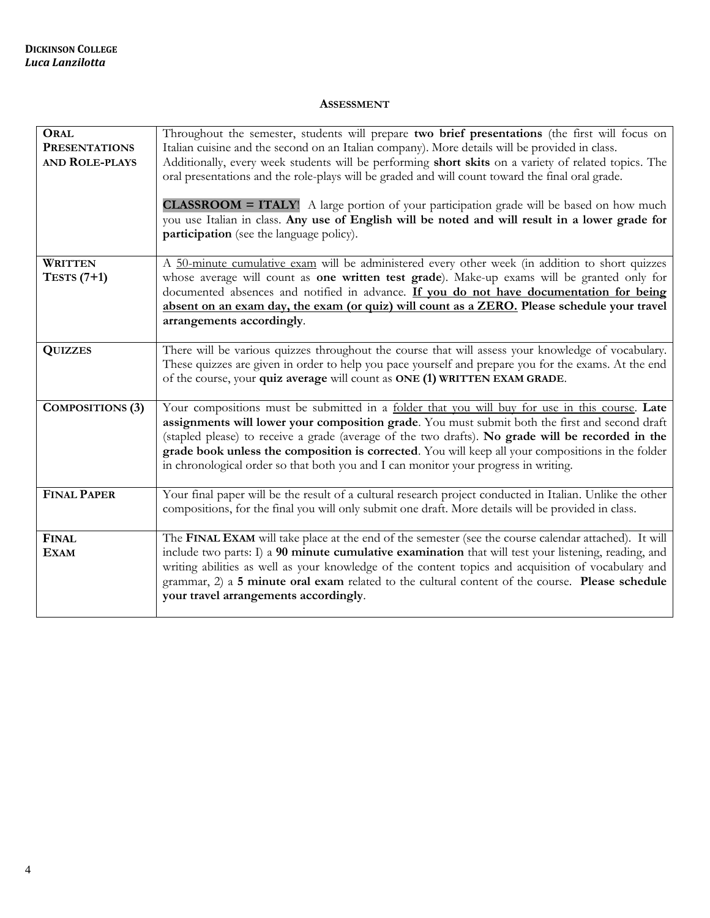**DICKINSON COLLEGE**
***Luca Lanzilotta***

## ASSESSMENT

| | |
|---|---|
| **ORAL PRESENTATIONS AND ROLE-PLAYS** | Throughout the semester, students will prepare **two brief presentations** (the first will focus on Italian cuisine and the second on an Italian company). More details will be provided in class. Additionally, every week students will be performing **short skits** on a variety of related topics. The oral presentations and the role-plays will be graded and will count toward the final oral grade.<br><br>**CLASSROOM = ITALY**! A large portion of your participation grade will be based on how much you use Italian in class. **Any use of English will be noted and will result in a lower grade for participation** (see the language policy). |
| **WRITTEN TESTS (7+1)** | A <u>50-minute cumulative exam</u> will be administered every other week (in addition to short quizzes whose average will count as **one written test grade**). Make-up exams will be granted only for documented absences and notified in advance. <u>**If you do not have documentation for being absent on an exam day, the exam (or quiz) will count as a ZERO.**</u> **Please schedule your travel arrangements accordingly**. |
| **QUIZZES** | There will be various quizzes throughout the course that will assess your knowledge of vocabulary. These quizzes are given in order to help you pace yourself and prepare you for the exams. At the end of the course, your **quiz average** will count as **ONE (1) WRITTEN EXAM GRADE**. |
| **COMPOSITIONS (3)** | Your compositions must be submitted in a <u>folder that you will buy for use in this course</u>. **Late assignments will lower your composition grade**. You must submit both the first and second draft (stapled please) to receive a grade (average of the two drafts). **No grade will be recorded in the grade book unless the composition is corrected**. You will keep all your compositions in the folder in chronological order so that both you and I can monitor your progress in writing. |
| **FINAL PAPER** | Your final paper will be the result of a cultural research project conducted in Italian. Unlike the other compositions, for the final you will only submit one draft. More details will be provided in class. |
| **FINAL EXAM** | The **FINAL EXAM** will take place at the end of the semester (see the course calendar attached). It will include two parts: I) a **90 minute cumulative examination** that will test your listening, reading, and writing abilities as well as your knowledge of the content topics and acquisition of vocabulary and grammar, 2) a **5 minute oral exam** related to the cultural content of the course. **Please schedule your travel arrangements accordingly**. |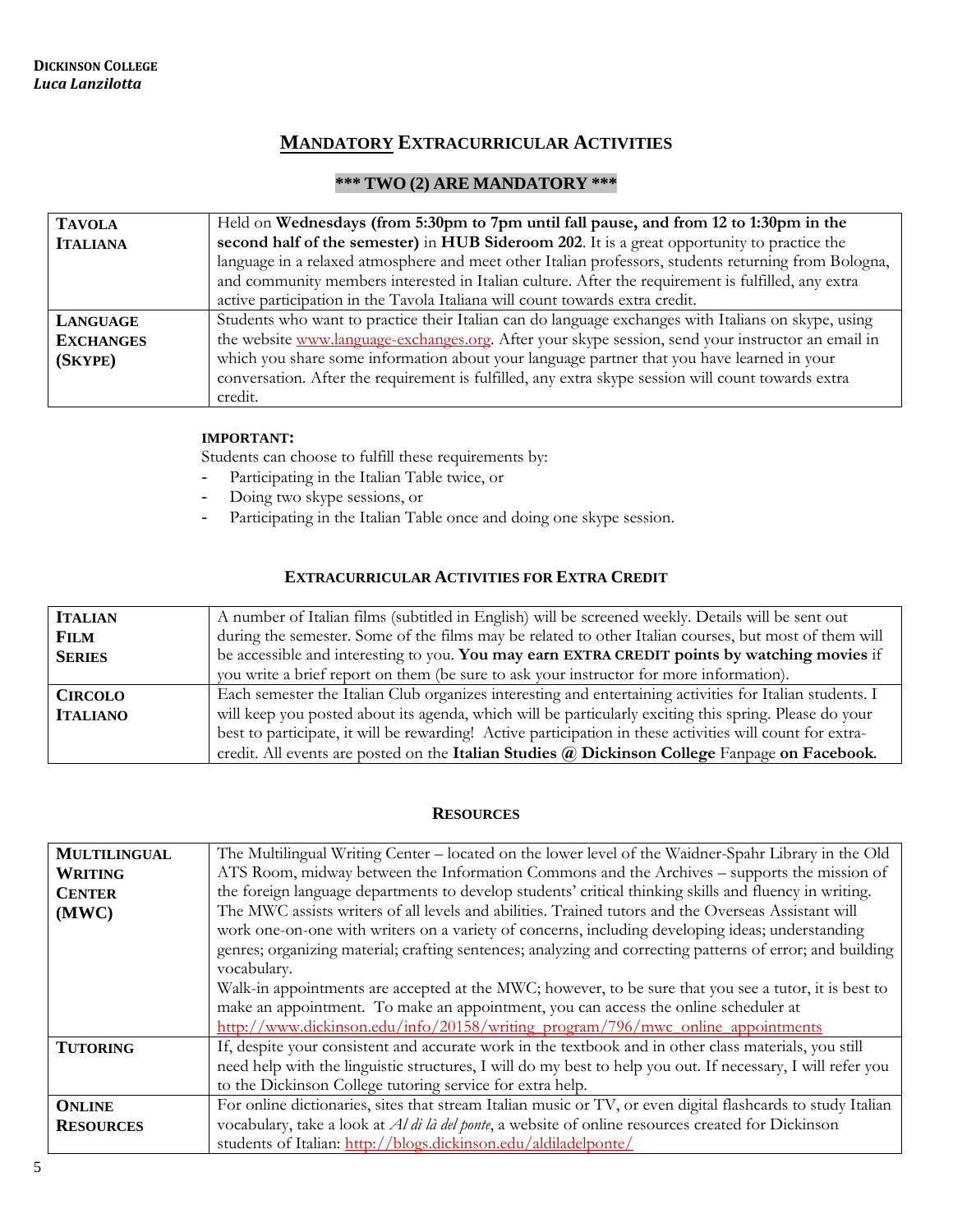**DICKINSON COLLEGE**
***Luca Lanzilotta***

## MANDATORY EXTRACURRICULAR ACTIVITIES

### \*\*\* TWO (2) ARE MANDATORY \*\*\*

| | |
|---|---|
| **TAVOLA ITALIANA** | Held on **Wednesdays (from 5:30pm to 7pm until fall pause, and from 12 to 1:30pm in the second half of the semester)** in **HUB Sideroom 202**. It is a great opportunity to practice the language in a relaxed atmosphere and meet other Italian professors, students returning from Bologna, and community members interested in Italian culture. After the requirement is fulfilled, any extra active participation in the Tavola Italiana will count towards extra credit. |
| **LANGUAGE EXCHANGES (SKYPE)** | Students who want to practice their Italian can do language exchanges with Italians on skype, using the website www.language-exchanges.org. After your skype session, send your instructor an email in which you share some information about your language partner that you have learned in your conversation. After the requirement is fulfilled, any extra skype session will count towards extra credit. |

**IMPORTANT:**
Students can choose to fulfill these requirements by:

- Participating in the Italian Table twice, or
- Doing two skype sessions, or
- Participating in the Italian Table once and doing one skype session.

### EXTRACURRICULAR ACTIVITIES FOR EXTRA CREDIT

| | |
|---|---|
| **ITALIAN FILM SERIES** | A number of Italian films (subtitled in English) will be screened weekly. Details will be sent out during the semester. Some of the films may be related to other Italian courses, but most of them will be accessible and interesting to you. **You may earn EXTRA CREDIT points by watching movies** if you write a brief report on them (be sure to ask your instructor for more information). |
| **CIRCOLO ITALIANO** | Each semester the Italian Club organizes interesting and entertaining activities for Italian students. I will keep you posted about its agenda, which will be particularly exciting this spring. Please do your best to participate, it will be rewarding! Active participation in these activities will count for extra-credit. All events are posted on the **Italian Studies @ Dickinson College** Fanpage **on Facebook.** |

### RESOURCES

| | |
|---|---|
| **MULTILINGUAL WRITING CENTER (MWC)** | The Multilingual Writing Center – located on the lower level of the Waidner-Spahr Library in the Old ATS Room, midway between the Information Commons and the Archives – supports the mission of the foreign language departments to develop students' critical thinking skills and fluency in writing. The MWC assists writers of all levels and abilities. Trained tutors and the Overseas Assistant will work one-on-one with writers on a variety of concerns, including developing ideas; understanding genres; organizing material; crafting sentences; analyzing and correcting patterns of error; and building vocabulary.<br>Walk-in appointments are accepted at the MWC; however, to be sure that you see a tutor, it is best to make an appointment. To make an appointment, you can access the online scheduler at http://www.dickinson.edu/info/20158/writing_program/796/mwc_online_appointments |
| **TUTORING** | If, despite your consistent and accurate work in the textbook and in other class materials, you still need help with the linguistic structures, I will do my best to help you out. If necessary, I will refer you to the Dickinson College tutoring service for extra help. |
| **ONLINE RESOURCES** | For online dictionaries, sites that stream Italian music or TV, or even digital flashcards to study Italian vocabulary, take a look at *Al di là del ponte*, a website of online resources created for Dickinson students of Italian: http://blogs.dickinson.edu/aldiladelponte/ |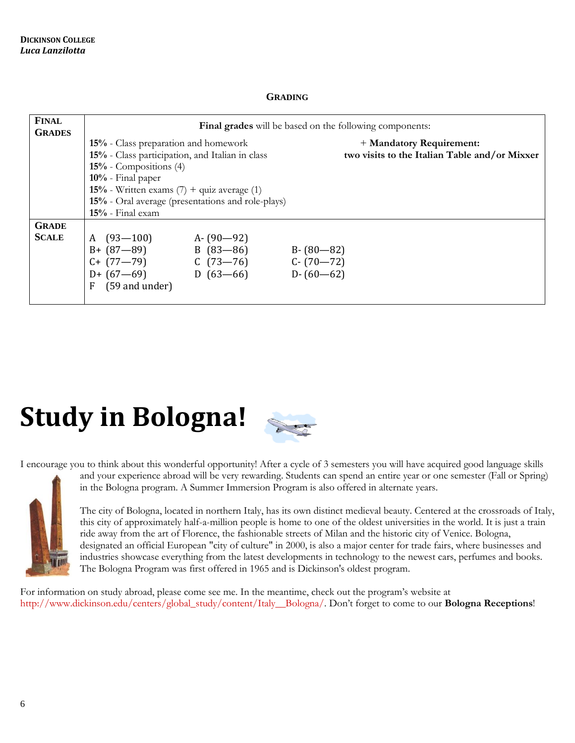**DICKINSON COLLEGE**
*Luca Lanzilotta*

**GRADING**

| | |
|---|---|
| **FINAL GRADES** | **Final grades** will be based on the following components:<br>**15%** - Class preparation and homework<br>**15%** - Class participation, and Italian in class<br>**15%** - Compositions (4)<br>**10%** - Final paper<br>**15%** - Written exams (7) + quiz average (1)<br>**15%** - Oral average (presentations and role-plays)<br>**15%** - Final exam<br>+ **Mandatory Requirement: two visits to the Italian Table and/or Mixxer** |
| **GRADE SCALE** | A (93—100) &nbsp; A- (90—92)<br>B+ (87—89) &nbsp; B (83—86) &nbsp; B- (80—82)<br>C+ (77—79) &nbsp; C (73—76) &nbsp; C- (70—72)<br>D+ (67—69) &nbsp; D (63—66) &nbsp; D- (60—62)<br>F (59 and under) |

# Study in Bologna!

I encourage you to think about this wonderful opportunity! After a cycle of 3 semesters you will have acquired good language skills and your experience abroad will be very rewarding. Students can spend an entire year or one semester (Fall or Spring) in the Bologna program. A Summer Immersion Program is also offered in alternate years.

The city of Bologna, located in northern Italy, has its own distinct medieval beauty. Centered at the crossroads of Italy, this city of approximately half-a-million people is home to one of the oldest universities in the world. It is just a train ride away from the art of Florence, the fashionable streets of Milan and the historic city of Venice. Bologna, designated an official European "city of culture" in 2000, is also a major center for trade fairs, where businesses and industries showcase everything from the latest developments in technology to the newest cars, perfumes and books. The Bologna Program was first offered in 1965 and is Dickinson's oldest program.

For information on study abroad, please come see me. In the meantime, check out the program's website at http://www.dickinson.edu/centers/global_study/content/Italy__Bologna/. Don't forget to come to our **Bologna Receptions**!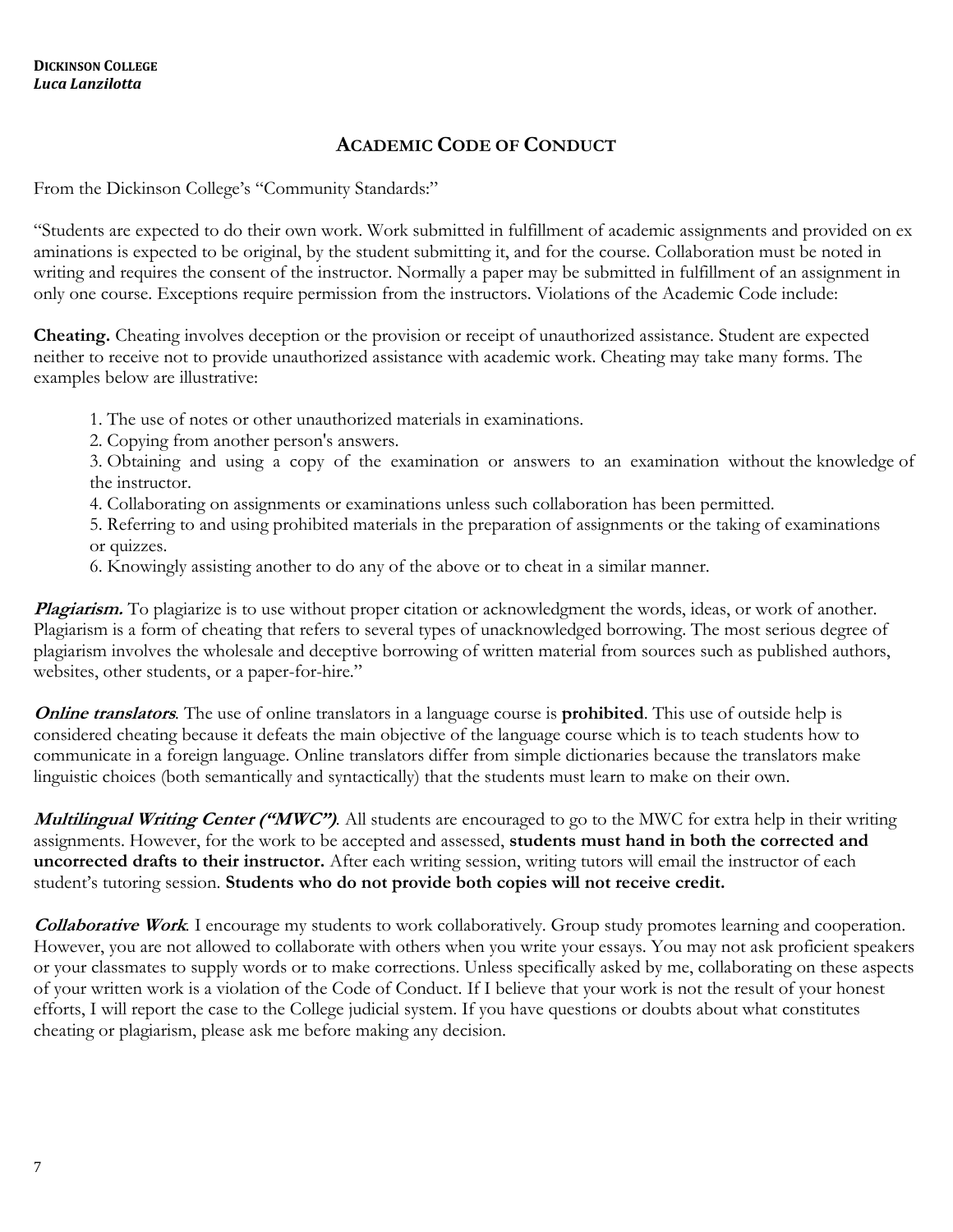## ACADEMIC CODE OF CONDUCT

From the Dickinson College's "Community Standards:"

"Students are expected to do their own work. Work submitted in fulfillment of academic assignments and provided on ex aminations is expected to be original, by the student submitting it, and for the course. Collaboration must be noted in writing and requires the consent of the instructor. Normally a paper may be submitted in fulfillment of an assignment in only one course. Exceptions require permission from the instructors. Violations of the Academic Code include:

**Cheating.** Cheating involves deception or the provision or receipt of unauthorized assistance. Student are expected neither to receive not to provide unauthorized assistance with academic work. Cheating may take many forms. The examples below are illustrative:

1. The use of notes or other unauthorized materials in examinations.
2. Copying from another person's answers.
3. Obtaining and using a copy of the examination or answers to an examination without the knowledge of the instructor.
4. Collaborating on assignments or examinations unless such collaboration has been permitted.
5. Referring to and using prohibited materials in the preparation of assignments or the taking of examinations or quizzes.
6. Knowingly assisting another to do any of the above or to cheat in a similar manner.

***Plagiarism.*** To plagiarize is to use without proper citation or acknowledgment the words, ideas, or work of another. Plagiarism is a form of cheating that refers to several types of unacknowledged borrowing. The most serious degree of plagiarism involves the wholesale and deceptive borrowing of written material from sources such as published authors, websites, other students, or a paper-for-hire."

***Online translators***. The use of online translators in a language course is **prohibited**. This use of outside help is considered cheating because it defeats the main objective of the language course which is to teach students how to communicate in a foreign language. Online translators differ from simple dictionaries because the translators make linguistic choices (both semantically and syntactically) that the students must learn to make on their own.

***Multilingual Writing Center ("MWC")***. All students are encouraged to go to the MWC for extra help in their writing assignments. However, for the work to be accepted and assessed, **students must hand in both the corrected and uncorrected drafts to their instructor.** After each writing session, writing tutors will email the instructor of each student's tutoring session. **Students who do not provide both copies will not receive credit.**

***Collaborative Work***. I encourage my students to work collaboratively. Group study promotes learning and cooperation. However, you are not allowed to collaborate with others when you write your essays. You may not ask proficient speakers or your classmates to supply words or to make corrections. Unless specifically asked by me, collaborating on these aspects of your written work is a violation of the Code of Conduct. If I believe that your work is not the result of your honest efforts, I will report the case to the College judicial system. If you have questions or doubts about what constitutes cheating or plagiarism, please ask me before making any decision.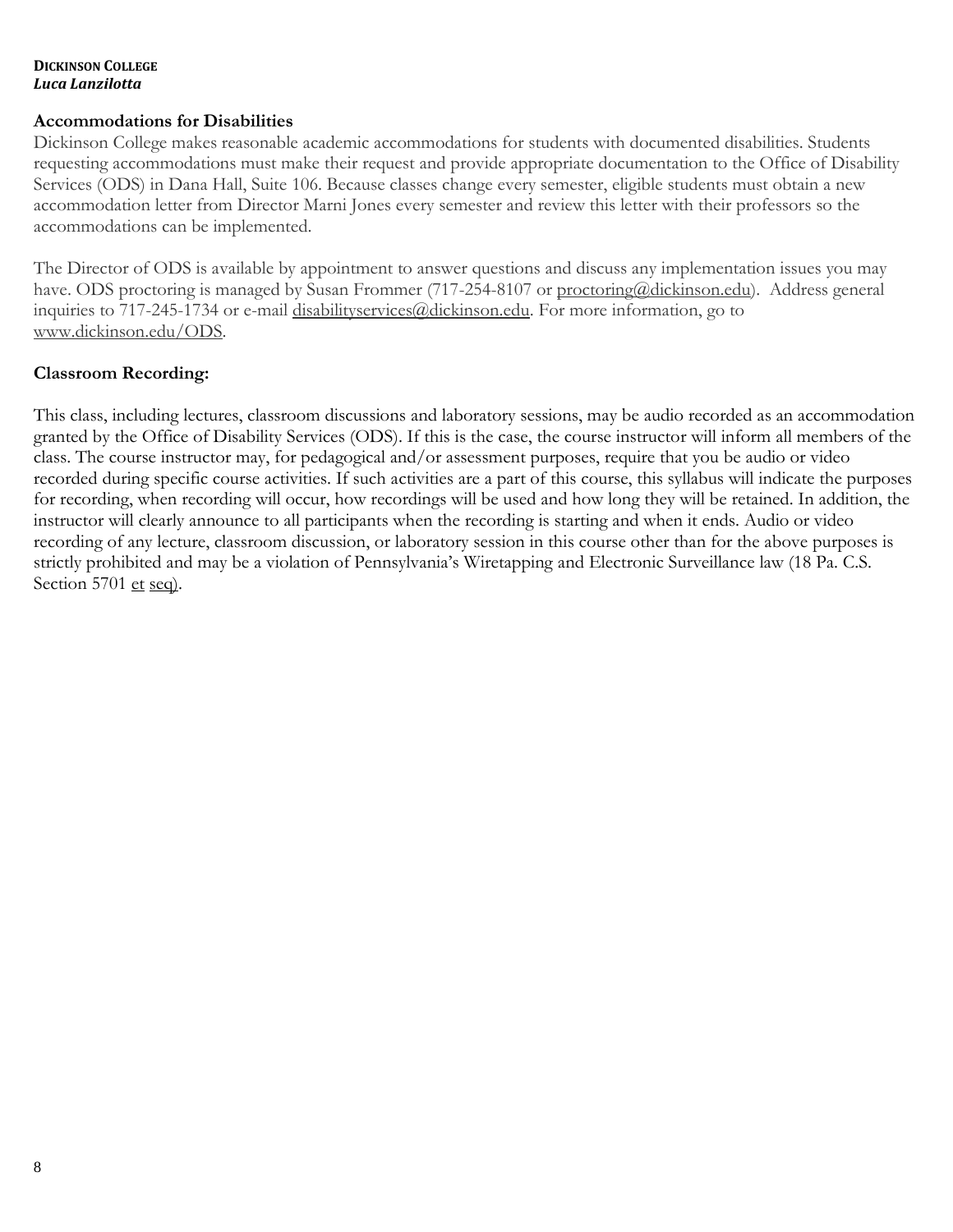### Accommodations for Disabilities

Dickinson College makes reasonable academic accommodations for students with documented disabilities. Students requesting accommodations must make their request and provide appropriate documentation to the Office of Disability Services (ODS) in Dana Hall, Suite 106. Because classes change every semester, eligible students must obtain a new accommodation letter from Director Marni Jones every semester and review this letter with their professors so the accommodations can be implemented.

The Director of ODS is available by appointment to answer questions and discuss any implementation issues you may have. ODS proctoring is managed by Susan Frommer (717-254-8107 or proctoring@dickinson.edu). Address general inquiries to 717-245-1734 or e-mail disabilityservices@dickinson.edu. For more information, go to www.dickinson.edu/ODS.

### Classroom Recording:

This class, including lectures, classroom discussions and laboratory sessions, may be audio recorded as an accommodation granted by the Office of Disability Services (ODS). If this is the case, the course instructor will inform all members of the class. The course instructor may, for pedagogical and/or assessment purposes, require that you be audio or video recorded during specific course activities. If such activities are a part of this course, this syllabus will indicate the purposes for recording, when recording will occur, how recordings will be used and how long they will be retained. In addition, the instructor will clearly announce to all participants when the recording is starting and when it ends. Audio or video recording of any lecture, classroom discussion, or laboratory session in this course other than for the above purposes is strictly prohibited and may be a violation of Pennsylvania's Wiretapping and Electronic Surveillance law (18 Pa. C.S. Section 5701 et seq).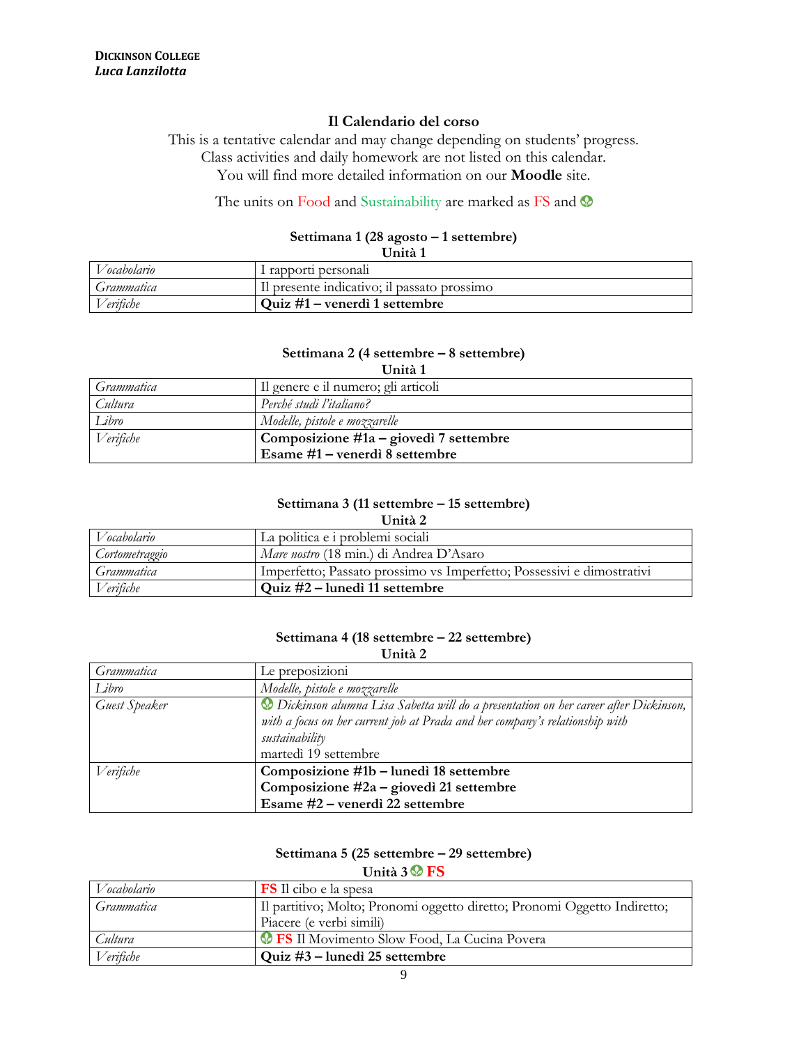**DICKINSON COLLEGE**
***Luca Lanzilotta***

## Il Calendario del corso

This is a tentative calendar and may change depending on students' progress.
Class activities and daily homework are not listed on this calendar.
You will find more detailed information on our **Moodle** site.

The units on Food and Sustainability are marked as FS and ♻

### Settimana 1 (28 agosto – 1 settembre)

**Unità 1**

| | |
|---|---|
| *Vocabolario* | I rapporti personali |
| *Grammatica* | Il presente indicativo; il passato prossimo |
| *Verifiche* | **Quiz #1 – venerdì 1 settembre** |

### Settimana 2 (4 settembre – 8 settembre)

**Unità 1**

| | |
|---|---|
| *Grammatica* | Il genere e il numero; gli articoli |
| *Cultura* | *Perché studi l'italiano?* |
| *Libro* | *Modelle, pistole e mozzarelle* |
| *Verifiche* | **Composizione #1a – giovedì 7 settembre**<br>**Esame #1 – venerdì 8 settembre** |

### Settimana 3 (11 settembre – 15 settembre)

**Unità 2**

| | |
|---|---|
| *Vocabolario* | La politica e i problemi sociali |
| *Cortometraggio* | *Mare nostro* (18 min.) di Andrea D'Asaro |
| *Grammatica* | Imperfetto; Passato prossimo vs Imperfetto; Possessivi e dimostrativi |
| *Verifiche* | **Quiz #2 – lunedì 11 settembre** |

### Settimana 4 (18 settembre – 22 settembre)

**Unità 2**

| | |
|---|---|
| *Grammatica* | Le preposizioni |
| *Libro* | *Modelle, pistole e mozzarelle* |
| *Guest Speaker* | ♻ *Dickinson alumna Lisa Sabetta will do a presentation on her career after Dickinson, with a focus on her current job at Prada and her company's relationship with sustainability*<br>martedì 19 settembre |
| *Verifiche* | **Composizione #1b – lunedì 18 settembre**<br>**Composizione #2a – giovedì 21 settembre**<br>**Esame #2 – venerdì 22 settembre** |

### Settimana 5 (25 settembre – 29 settembre)

**Unità 3 ♻ FS**

| | |
|---|---|
| *Vocabolario* | **FS** Il cibo e la spesa |
| *Grammatica* | Il partitivo; Molto; Pronomi oggetto diretto; Pronomi Oggetto Indiretto; Piacere (e verbi simili) |
| *Cultura* | ♻ **FS** Il Movimento Slow Food, La Cucina Povera |
| *Verifiche* | **Quiz #3 – lunedì 25 settembre** |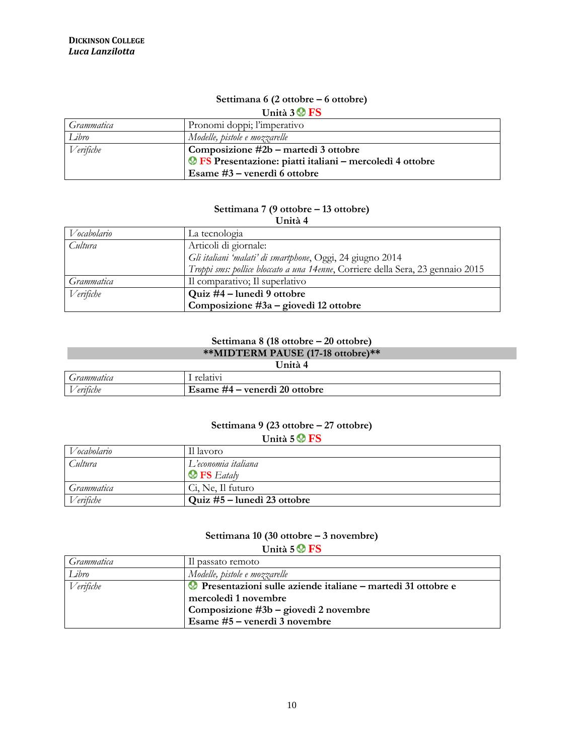**DICKINSON COLLEGE**
***Luca Lanzilotta***

### Settimana 6 (2 ottobre – 6 ottobre)
**Unità 3 FS**

| | |
|---|---|
| *Grammatica* | Pronomi doppi; l'imperativo |
| *Libro* | *Modelle, pistole e mozzarelle* |
| *Verifiche* | **Composizione #2b – martedì 3 ottobre**<br>**FS Presentazione: piatti italiani – mercoledì 4 ottobre**<br>**Esame #3 – venerdì 6 ottobre** |

### Settimana 7 (9 ottobre – 13 ottobre)
**Unità 4**

| | |
|---|---|
| *Vocabolario* | La tecnologia |
| *Cultura* | Articoli di giornale:<br>*Gli italiani 'malati' di smartphone*, Oggi, 24 giugno 2014<br>*Troppi sms: pollice bloccato a una 14enne*, Corriere della Sera, 23 gennaio 2015 |
| *Grammatica* | Il comparativo; Il superlativo |
| *Verifiche* | **Quiz #4 – lunedì 9 ottobre**<br>**Composizione #3a – giovedì 12 ottobre** |

### Settimana 8 (18 ottobre – 20 ottobre)
**\*\*MIDTERM PAUSE (17-18 ottobre)\*\***
**Unità 4**

| | |
|---|---|
| *Grammatica* | I relativi |
| *Verifiche* | **Esame #4 – venerdì 20 ottobre** |

### Settimana 9 (23 ottobre – 27 ottobre)
**Unità 5 FS**

| | |
|---|---|
| *Vocabolario* | Il lavoro |
| *Cultura* | *L'economia italiana*<br>**FS** *Eataly* |
| *Grammatica* | Ci, Ne, Il futuro |
| *Verifiche* | **Quiz #5 – lunedì 23 ottobre** |

### Settimana 10 (30 ottobre – 3 novembre)
**Unità 5 FS**

| | |
|---|---|
| *Grammatica* | Il passato remoto |
| *Libro* | *Modelle, pistole e mozzarelle* |
| *Verifiche* | **Presentazioni sulle aziende italiane – martedì 31 ottobre e mercoledì 1 novembre**<br>**Composizione #3b – giovedì 2 novembre**<br>**Esame #5 – venerdì 3 novembre** |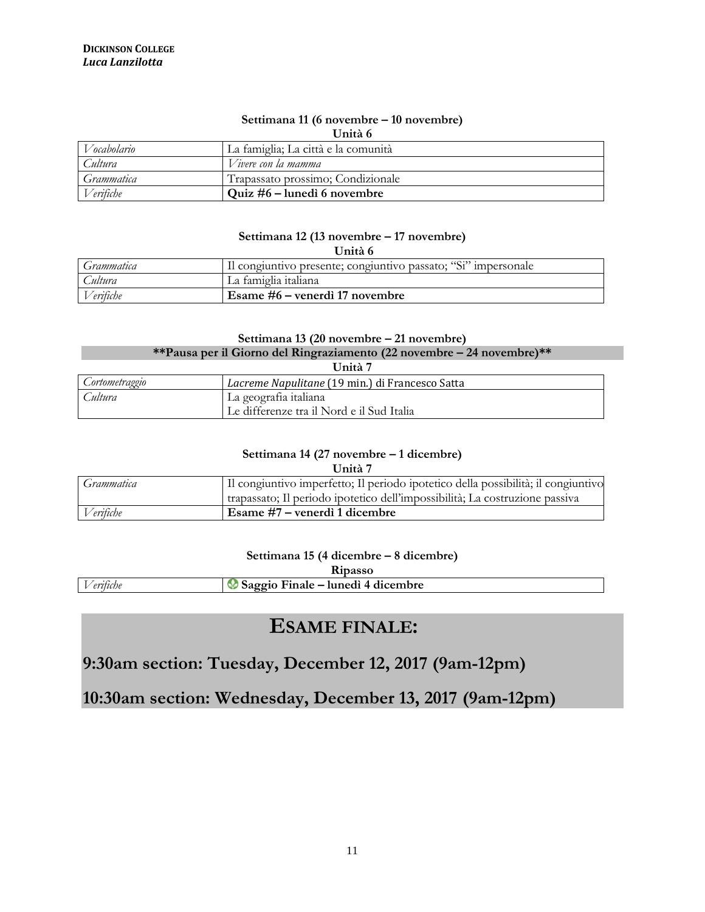**Dickinson College**
***Luca Lanzilotta***

**Settimana 11 (6 novembre – 10 novembre)**
**Unità 6**

| | |
|---|---|
| *Vocabolario* | La famiglia; La città e la comunità |
| *Cultura* | *Vivere con la mamma* |
| *Grammatica* | Trapassato prossimo; Condizionale |
| *Verifiche* | **Quiz #6 – lunedì 6 novembre** |

**Settimana 12 (13 novembre – 17 novembre)**
**Unità 6**

| | |
|---|---|
| *Grammatica* | Il congiuntivo presente; congiuntivo passato; "Si" impersonale |
| *Cultura* | La famiglia italiana |
| *Verifiche* | **Esame #6 – venerdì 17 novembre** |

**Settimana 13 (20 novembre – 21 novembre)**
****Pausa per il Giorno del Ringraziamento (22 novembre – 24 novembre)****
**Unità 7**

| | |
|---|---|
| *Cortometraggio* | *Lacreme Napulitane* (19 min.) di Francesco Satta |
| *Cultura* | La geografia italiana<br>Le differenze tra il Nord e il Sud Italia |

**Settimana 14 (27 novembre – 1 dicembre)**
**Unità 7**

| | |
|---|---|
| *Grammatica* | Il congiuntivo imperfetto; Il periodo ipotetico della possibilità; il congiuntivo trapassato; Il periodo ipotetico dell'impossibilità; La costruzione passiva |
| *Verifiche* | **Esame #7 – venerdì 1 dicembre** |

**Settimana 15 (4 dicembre – 8 dicembre)**
**Ripasso**

| | |
|---|---|
| *Verifiche* | **Saggio Finale – lunedì 4 dicembre** |

# Esame finale:

## 9:30am section: Tuesday, December 12, 2017 (9am-12pm)

## 10:30am section: Wednesday, December 13, 2017 (9am-12pm)